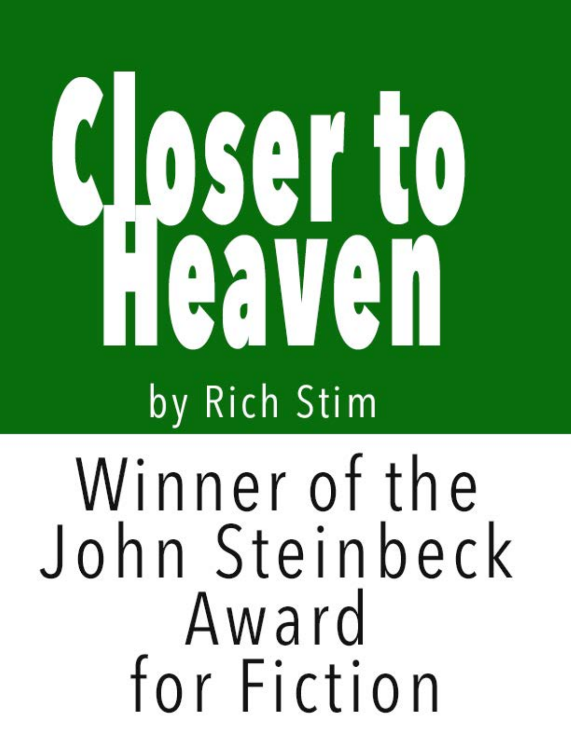# Closer to Heaven

by Rich Stim

Winner of the John Steinbeck Award for Fiction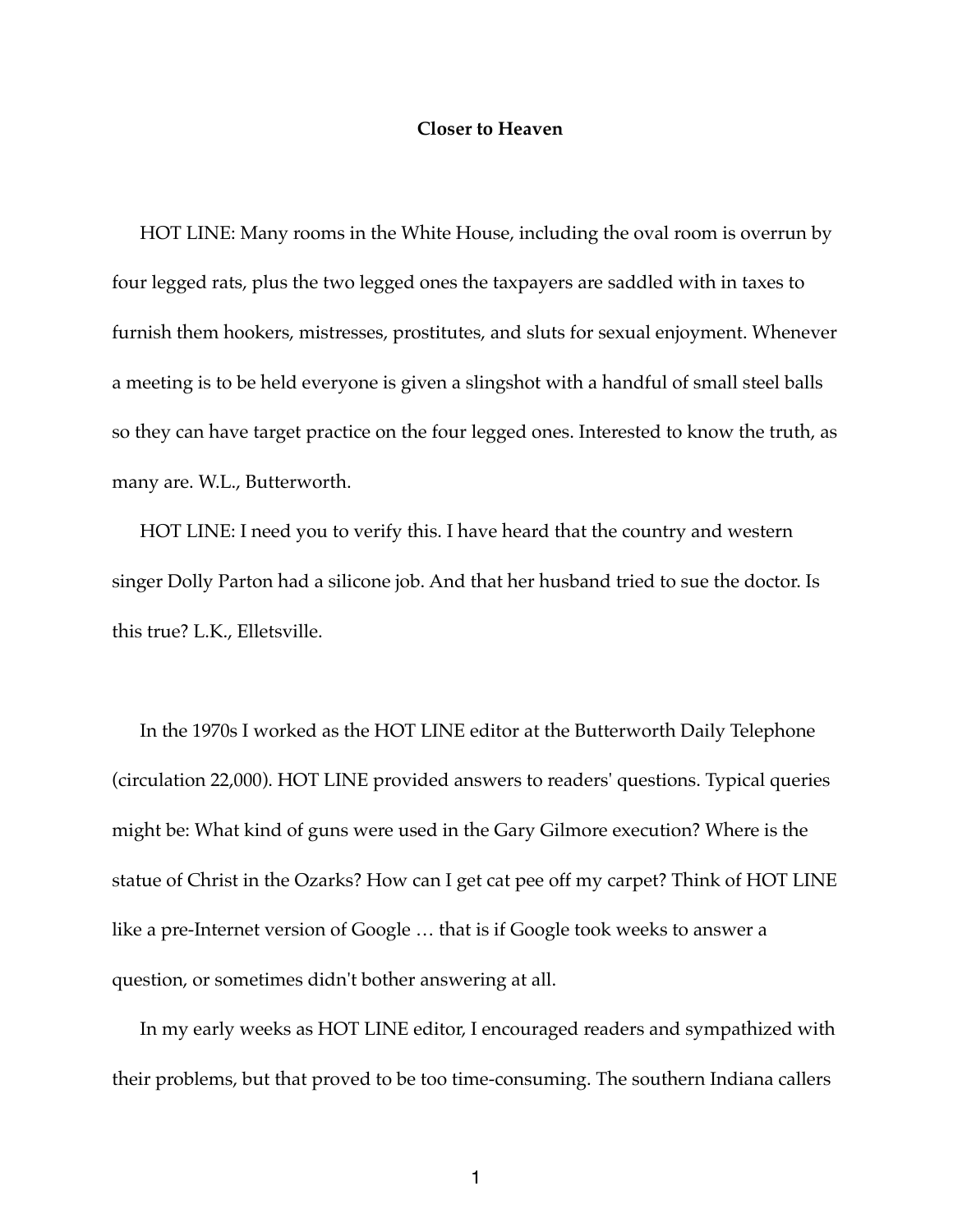**Closer to Heaven**

HOT LINE: Many rooms in the White House, including the oval room is overrun by four legged rats, plus the two legged ones the taxpayers are saddled with in taxes to furnish them hookers, mistresses, prostitutes, and sluts for sexual enjoyment. Whenever a meeting is to be held everyone is given a slingshot with a handful of small steel balls so they can have target practice on the four legged ones. Interested to know the truth, as many are. W.L., Butterworth.

HOT LINE: I need you to verify this. I have heard that the country and western singer Dolly Parton had a silicone job. And that her husband tried to sue the doctor. Is this true? L.K., Elletsville.

In the 1970s I worked as the HOT LINE editor at the Butterworth Daily Telephone (circulation 22,000). HOT LINE provided answers to readers' questions. Typical queries might be: What kind of guns were used in the Gary Gilmore execution? Where is the statue of Christ in the Ozarks? How can I get cat pee off my carpet? Think of HOT LINE like a pre-Internet version of Google … that is if Google took weeks to answer a question, or sometimes didn't bother answering at all.

In my early weeks as HOT LINE editor, I encouraged readers and sympathized with their problems, but that proved to be too time-consuming. The southern Indiana callers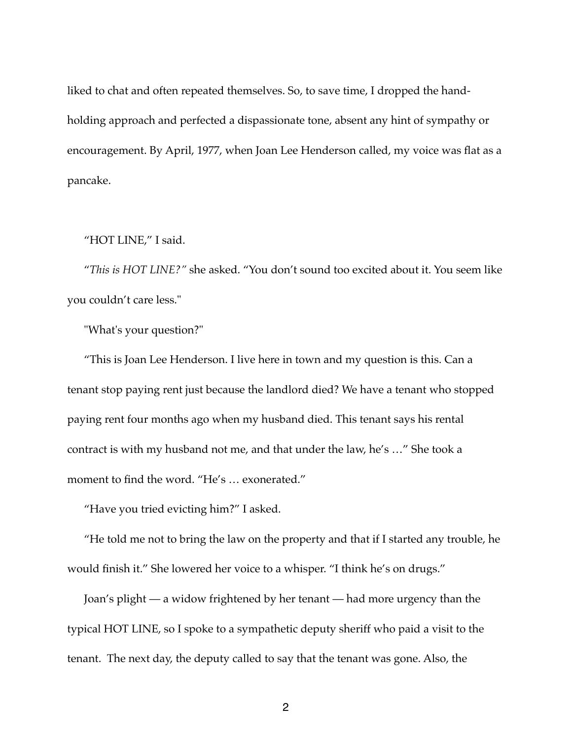liked to chat and often repeated themselves. So, to save time, I dropped the hand-holding approach and perfected a dispassionate tone, absent any hint of sympathy or encouragement. By April, 1977, when Joan Lee Henderson called, my voice was flat as a pancake.

"HOT LINE," I said.

"*This is HOT LINE?"* she asked. "You don't sound too excited about it. You seem like you couldn't care less."

"What's your question?"

"This is Joan Lee Henderson. I live here in town and my question is this. Can a tenant stop paying rent just because the landlord died? We have a tenant who stopped paying rent four months ago when my husband died. This tenant says his rental contract is with my husband not me, and that under the law, he's …" She took a moment to find the word. "He's … exonerated."

"Have you tried evicting him?" I asked.

"He told me not to bring the law on the property and that if I started any trouble, he would finish it." She lowered her voice to a whisper. "I think he's on drugs."

Joan's plight — a widow frightened by her tenant — had more urgency than the typical HOT LINE, so I spoke to a sympathetic deputy sheriff who paid a visit to the tenant. The next day, the deputy called to say that the tenant was gone. Also, the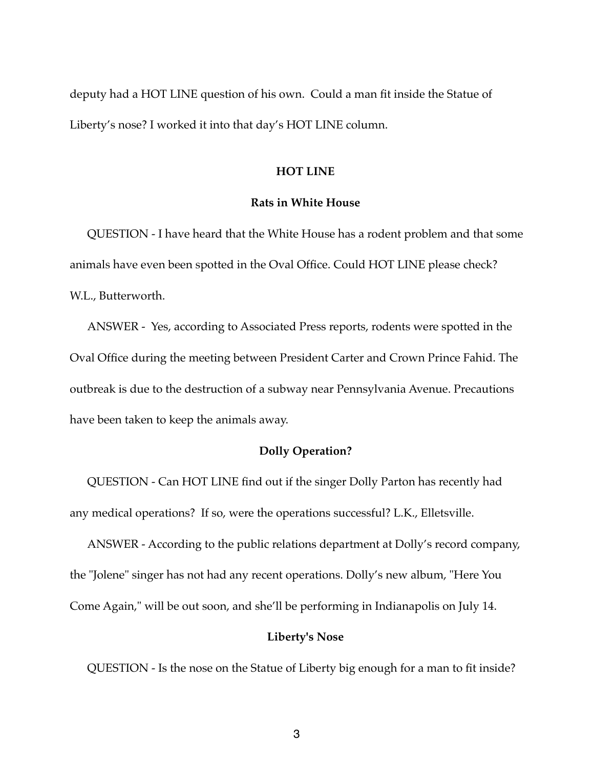deputy had a HOT LINE question of his own. Could a man fit inside the Statue of Liberty's nose? I worked it into that day's HOT LINE column.

**HOT LINE**

**Rats in White House**

QUESTION - I have heard that the White House has a rodent problem and that some animals have even been spotted in the Oval Office. Could HOT LINE please check? W.L., Butterworth.

ANSWER - Yes, according to Associated Press reports, rodents were spotted in the Oval Office during the meeting between President Carter and Crown Prince Fahid. The outbreak is due to the destruction of a subway near Pennsylvania Avenue. Precautions have been taken to keep the animals away.

**Dolly Operation?**

QUESTION - Can HOT LINE find out if the singer Dolly Parton has recently had any medical operations? If so, were the operations successful? L.K., Elletsville.

ANSWER - According to the public relations department at Dolly's record company, the "Jolene" singer has not had any recent operations. Dolly's new album, "Here You Come Again," will be out soon, and she'll be performing in Indianapolis on July 14.

**Liberty's Nose**

QUESTION - Is the nose on the Statue of Liberty big enough for a man to fit inside?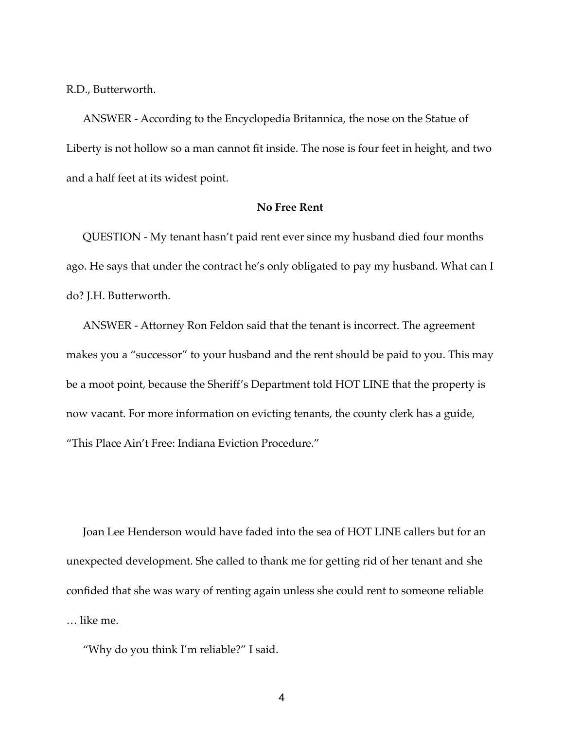R.D., Butterworth.

ANSWER - According to the Encyclopedia Britannica, the nose on the Statue of Liberty is not hollow so a man cannot fit inside. The nose is four feet in height, and two and a half feet at its widest point.

**No Free Rent**

QUESTION - My tenant hasn't paid rent ever since my husband died four months ago. He says that under the contract he's only obligated to pay my husband. What can I do? J.H. Butterworth.

ANSWER - Attorney Ron Feldon said that the tenant is incorrect. The agreement makes you a "successor" to your husband and the rent should be paid to you. This may be a moot point, because the Sheriff's Department told HOT LINE that the property is now vacant. For more information on evicting tenants, the county clerk has a guide, "This Place Ain't Free: Indiana Eviction Procedure."

Joan Lee Henderson would have faded into the sea of HOT LINE callers but for an unexpected development. She called to thank me for getting rid of her tenant and she confided that she was wary of renting again unless she could rent to someone reliable … like me.

"Why do you think I'm reliable?" I said.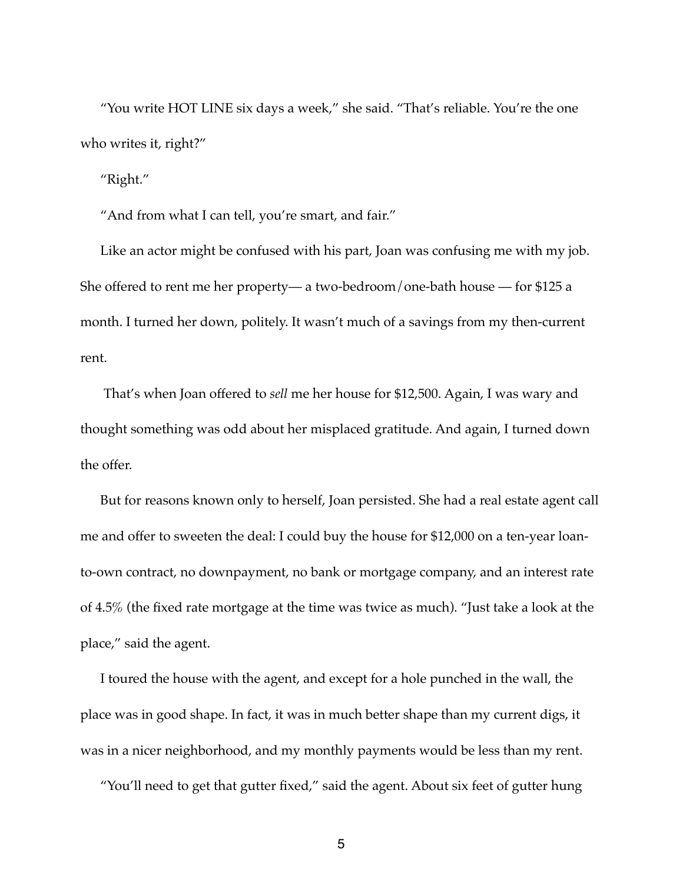"You write HOT LINE six days a week," she said. "That's reliable. You're the one who writes it, right?"

"Right."

"And from what I can tell, you're smart, and fair."

Like an actor might be confused with his part, Joan was confusing me with my job. She offered to rent me her property— a two-bedroom/one-bath house — for $125 a month. I turned her down, politely. It wasn't much of a savings from my then-current rent.

That's when Joan offered to *sell* me her house for $12,500. Again, I was wary and thought something was odd about her misplaced gratitude. And again, I turned down the offer.

But for reasons known only to herself, Joan persisted. She had a real estate agent call me and offer to sweeten the deal: I could buy the house for $12,000 on a ten-year loan-to-own contract, no downpayment, no bank or mortgage company, and an interest rate of 4.5% (the fixed rate mortgage at the time was twice as much). "Just take a look at the place," said the agent.

I toured the house with the agent, and except for a hole punched in the wall, the place was in good shape. In fact, it was in much better shape than my current digs, it was in a nicer neighborhood, and my monthly payments would be less than my rent.

"You'll need to get that gutter fixed," said the agent. About six feet of gutter hung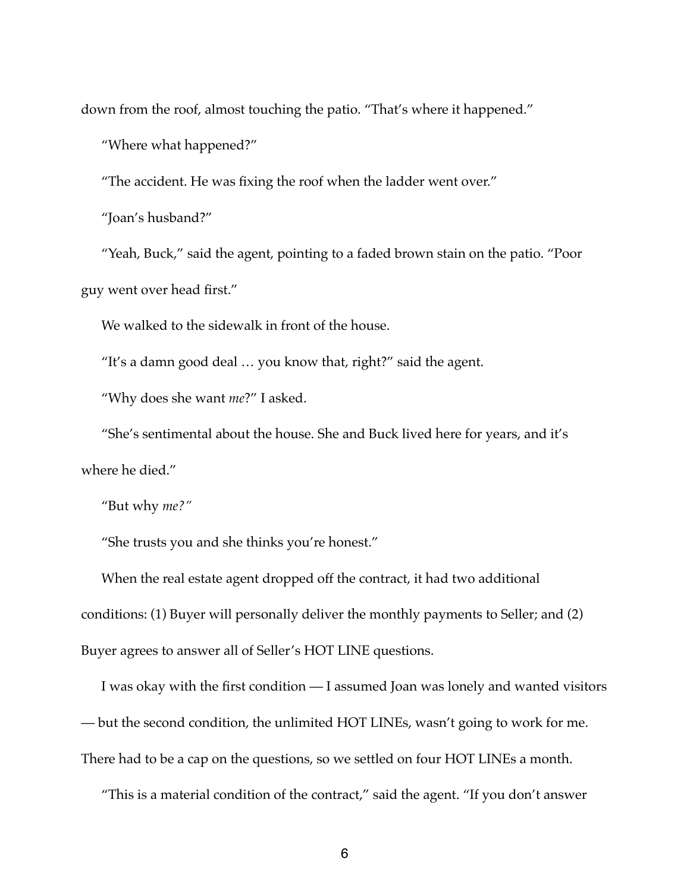down from the roof, almost touching the patio. "That's where it happened."

"Where what happened?"

"The accident. He was fixing the roof when the ladder went over."

"Joan's husband?"

"Yeah, Buck," said the agent, pointing to a faded brown stain on the patio. "Poor guy went over head first."

We walked to the sidewalk in front of the house.

"It's a damn good deal … you know that, right?" said the agent.

"Why does she want *me*?" I asked.

"She's sentimental about the house. She and Buck lived here for years, and it's where he died."

"But why *me?"*

"She trusts you and she thinks you're honest."

When the real estate agent dropped off the contract, it had two additional conditions: (1) Buyer will personally deliver the monthly payments to Seller; and (2) Buyer agrees to answer all of Seller's HOT LINE questions.

I was okay with the first condition — I assumed Joan was lonely and wanted visitors — but the second condition, the unlimited HOT LINEs, wasn't going to work for me. There had to be a cap on the questions, so we settled on four HOT LINEs a month.

"This is a material condition of the contract," said the agent. "If you don't answer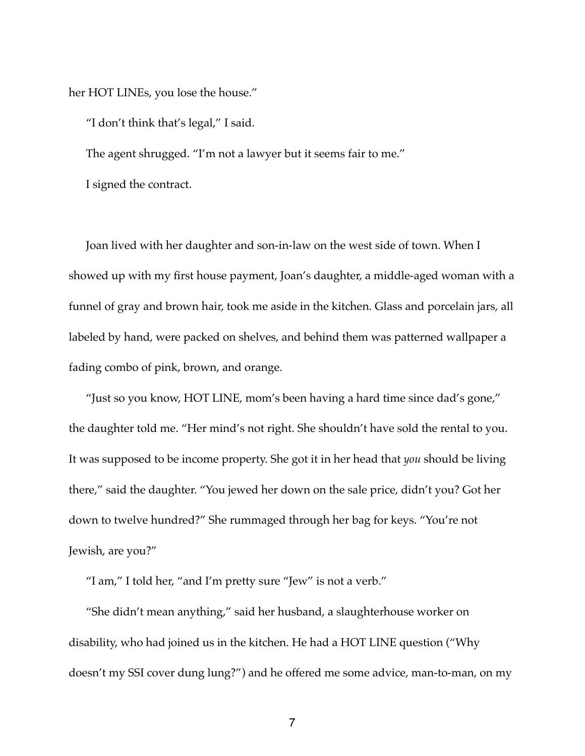her HOT LINEs, you lose the house."

"I don't think that's legal," I said.

The agent shrugged. "I'm not a lawyer but it seems fair to me."

I signed the contract.

Joan lived with her daughter and son-in-law on the west side of town. When I showed up with my first house payment, Joan's daughter, a middle-aged woman with a funnel of gray and brown hair, took me aside in the kitchen. Glass and porcelain jars, all labeled by hand, were packed on shelves, and behind them was patterned wallpaper a fading combo of pink, brown, and orange.

"Just so you know, HOT LINE, mom's been having a hard time since dad's gone," the daughter told me. "Her mind's not right. She shouldn't have sold the rental to you. It was supposed to be income property. She got it in her head that *you* should be living there," said the daughter. "You jewed her down on the sale price, didn't you? Got her down to twelve hundred?" She rummaged through her bag for keys. "You're not Jewish, are you?"

"I am," I told her, "and I'm pretty sure "Jew" is not a verb."

"She didn't mean anything," said her husband, a slaughterhouse worker on disability, who had joined us in the kitchen. He had a HOT LINE question ("Why doesn't my SSI cover dung lung?") and he offered me some advice, man-to-man, on my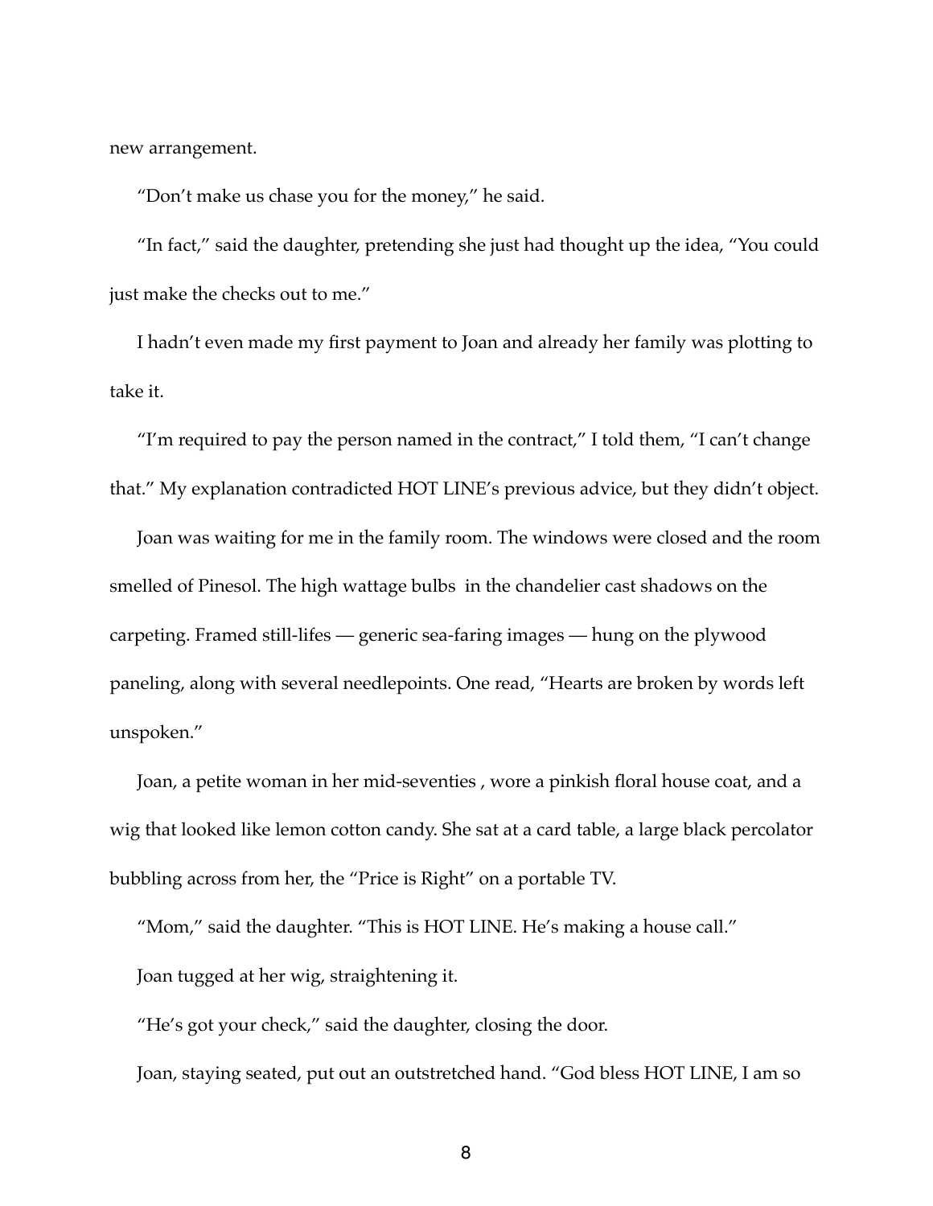new arrangement.

"Don't make us chase you for the money," he said.

"In fact," said the daughter, pretending she just had thought up the idea, "You could just make the checks out to me."

I hadn't even made my first payment to Joan and already her family was plotting to take it.

"I'm required to pay the person named in the contract," I told them, "I can't change that." My explanation contradicted HOT LINE's previous advice, but they didn't object.

Joan was waiting for me in the family room. The windows were closed and the room smelled of Pinesol. The high wattage bulbs in the chandelier cast shadows on the carpeting. Framed still-lifes — generic sea-faring images — hung on the plywood paneling, along with several needlepoints. One read, "Hearts are broken by words left unspoken."

Joan, a petite woman in her mid-seventies , wore a pinkish floral house coat, and a wig that looked like lemon cotton candy. She sat at a card table, a large black percolator bubbling across from her, the "Price is Right" on a portable TV.

"Mom," said the daughter. "This is HOT LINE. He's making a house call."

Joan tugged at her wig, straightening it.

"He's got your check," said the daughter, closing the door.

Joan, staying seated, put out an outstretched hand. "God bless HOT LINE, I am so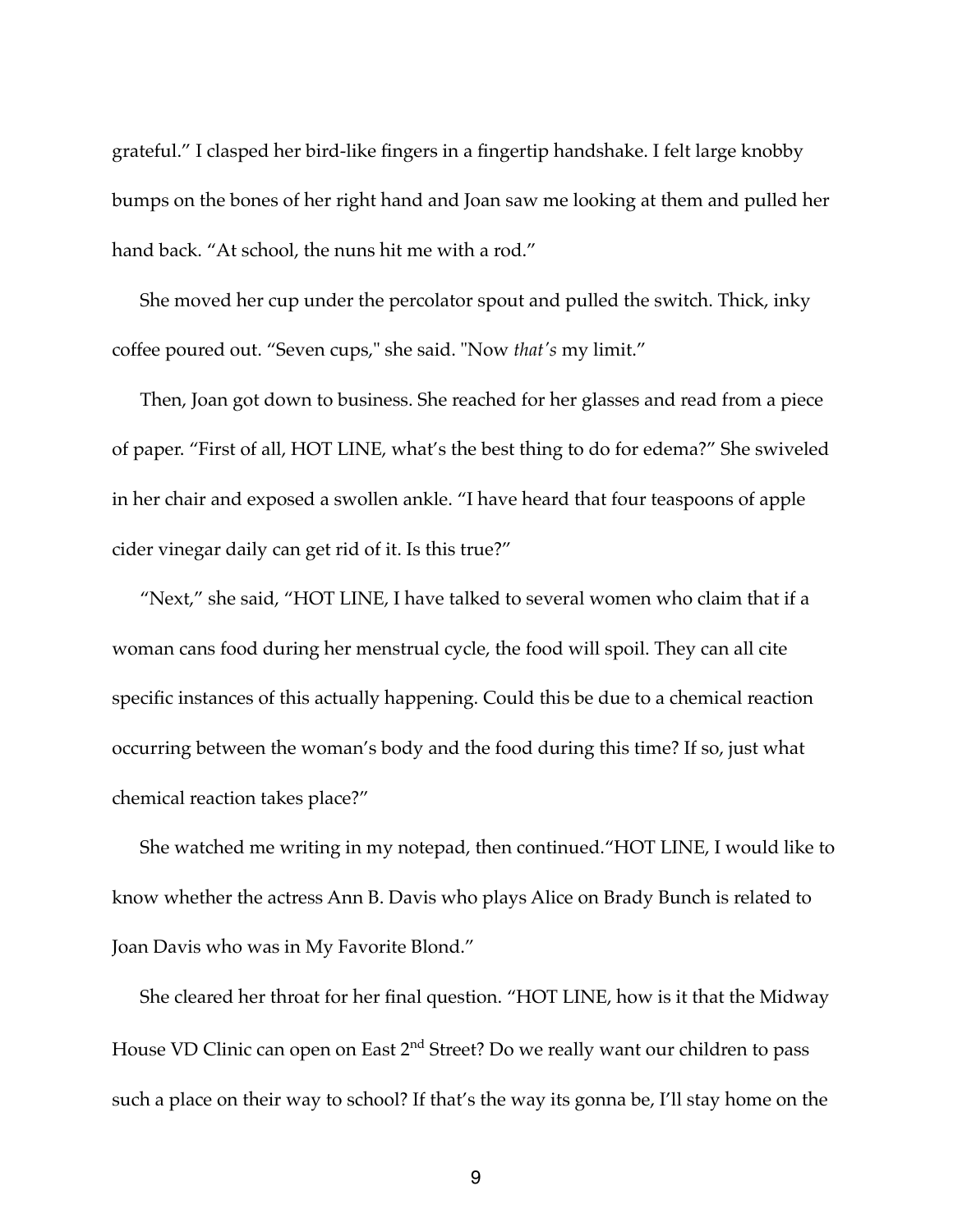grateful." I clasped her bird-like fingers in a fingertip handshake. I felt large knobby bumps on the bones of her right hand and Joan saw me looking at them and pulled her hand back. "At school, the nuns hit me with a rod."

She moved her cup under the percolator spout and pulled the switch. Thick, inky coffee poured out. "Seven cups," she said. "Now *that's* my limit."

Then, Joan got down to business. She reached for her glasses and read from a piece of paper. "First of all, HOT LINE, what's the best thing to do for edema?" She swiveled in her chair and exposed a swollen ankle. "I have heard that four teaspoons of apple cider vinegar daily can get rid of it. Is this true?"

"Next," she said, "HOT LINE, I have talked to several women who claim that if a woman cans food during her menstrual cycle, the food will spoil. They can all cite specific instances of this actually happening. Could this be due to a chemical reaction occurring between the woman's body and the food during this time? If so, just what chemical reaction takes place?"

She watched me writing in my notepad, then continued."HOT LINE, I would like to know whether the actress Ann B. Davis who plays Alice on Brady Bunch is related to Joan Davis who was in My Favorite Blond."

She cleared her throat for her final question. "HOT LINE, how is it that the Midway House VD Clinic can open on East 2nd Street? Do we really want our children to pass such a place on their way to school? If that's the way its gonna be, I'll stay home on the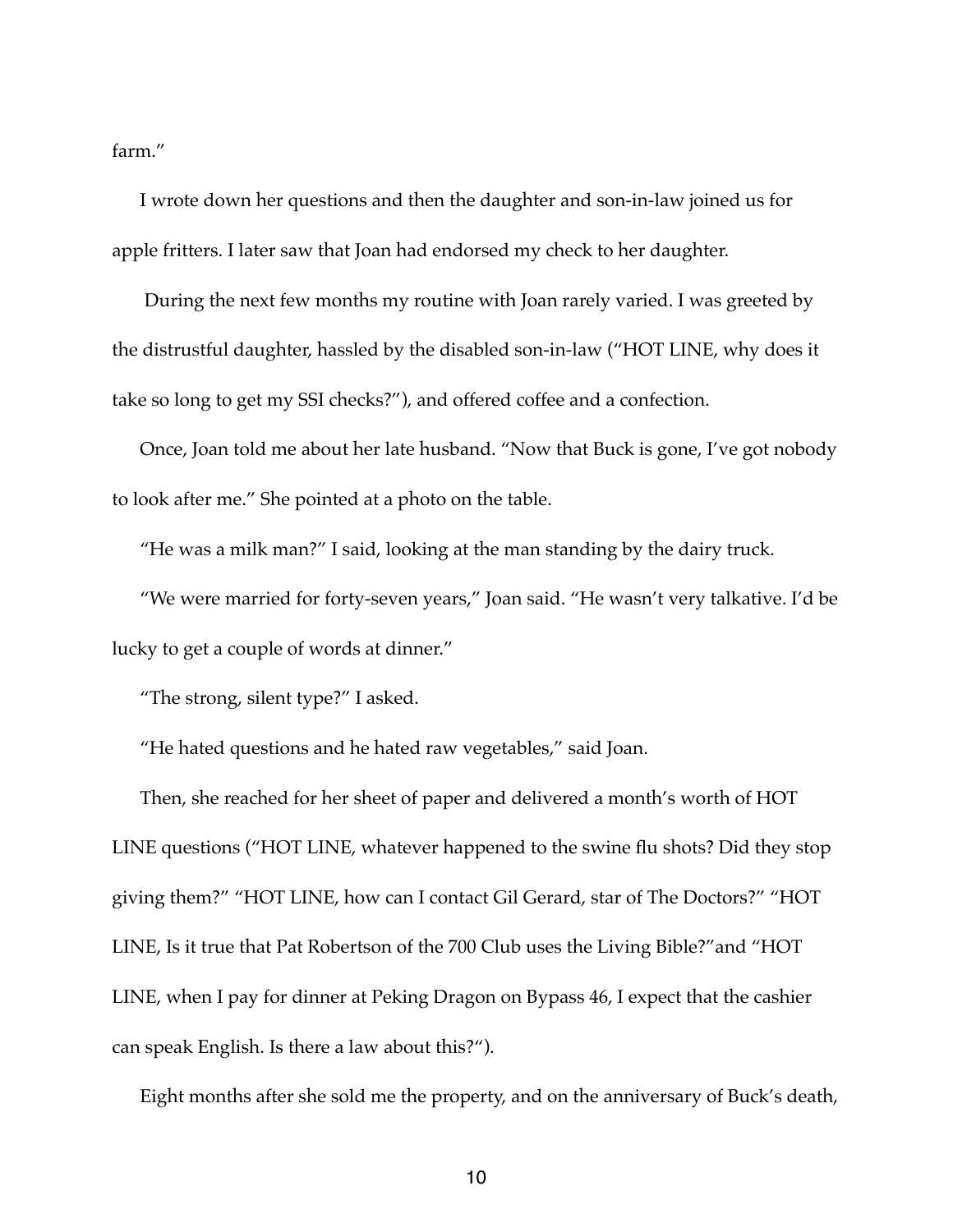farm."

I wrote down her questions and then the daughter and son-in-law joined us for apple fritters. I later saw that Joan had endorsed my check to her daughter.

During the next few months my routine with Joan rarely varied. I was greeted by the distrustful daughter, hassled by the disabled son-in-law ("HOT LINE, why does it take so long to get my SSI checks?"), and offered coffee and a confection.

Once, Joan told me about her late husband. "Now that Buck is gone, I've got nobody to look after me." She pointed at a photo on the table.

"He was a milk man?" I said, looking at the man standing by the dairy truck.

"We were married for forty-seven years," Joan said. "He wasn't very talkative. I'd be lucky to get a couple of words at dinner."

"The strong, silent type?" I asked.

"He hated questions and he hated raw vegetables," said Joan.

Then, she reached for her sheet of paper and delivered a month's worth of HOT LINE questions ("HOT LINE, whatever happened to the swine flu shots? Did they stop giving them?" "HOT LINE, how can I contact Gil Gerard, star of The Doctors?" "HOT LINE, Is it true that Pat Robertson of the 700 Club uses the Living Bible?"and "HOT LINE, when I pay for dinner at Peking Dragon on Bypass 46, I expect that the cashier can speak English. Is there a law about this?").

Eight months after she sold me the property, and on the anniversary of Buck's death,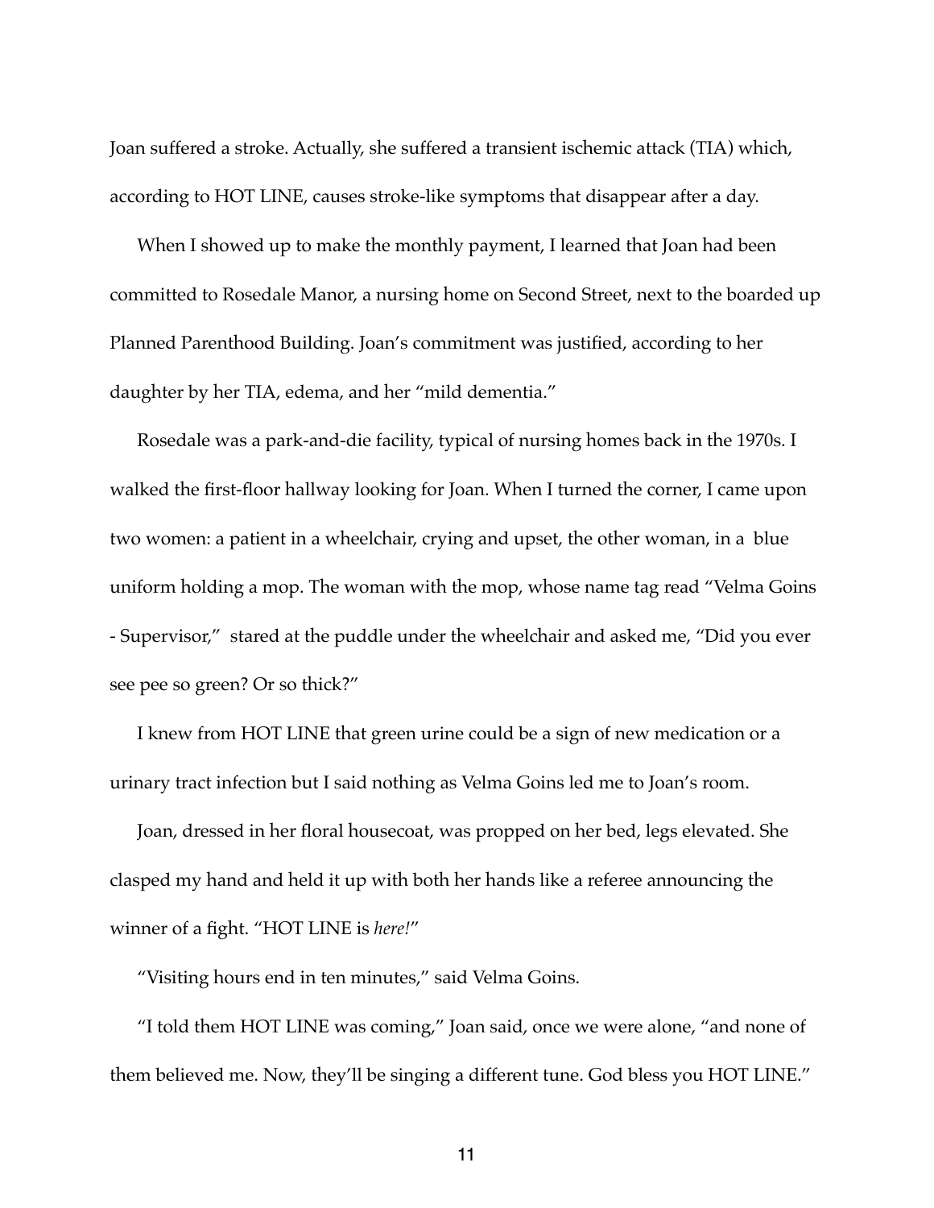Joan suffered a stroke. Actually, she suffered a transient ischemic attack (TIA) which, according to HOT LINE, causes stroke-like symptoms that disappear after a day.

When I showed up to make the monthly payment, I learned that Joan had been committed to Rosedale Manor, a nursing home on Second Street, next to the boarded up Planned Parenthood Building. Joan's commitment was justified, according to her daughter by her TIA, edema, and her "mild dementia."

Rosedale was a park-and-die facility, typical of nursing homes back in the 1970s. I walked the first-floor hallway looking for Joan. When I turned the corner, I came upon two women: a patient in a wheelchair, crying and upset, the other woman, in a blue uniform holding a mop. The woman with the mop, whose name tag read "Velma Goins - Supervisor," stared at the puddle under the wheelchair and asked me, "Did you ever see pee so green? Or so thick?"

I knew from HOT LINE that green urine could be a sign of new medication or a urinary tract infection but I said nothing as Velma Goins led me to Joan's room.

Joan, dressed in her floral housecoat, was propped on her bed, legs elevated. She clasped my hand and held it up with both her hands like a referee announcing the winner of a fight. "HOT LINE is *here!*"

"Visiting hours end in ten minutes," said Velma Goins.

"I told them HOT LINE was coming," Joan said, once we were alone, "and none of them believed me. Now, they'll be singing a different tune. God bless you HOT LINE."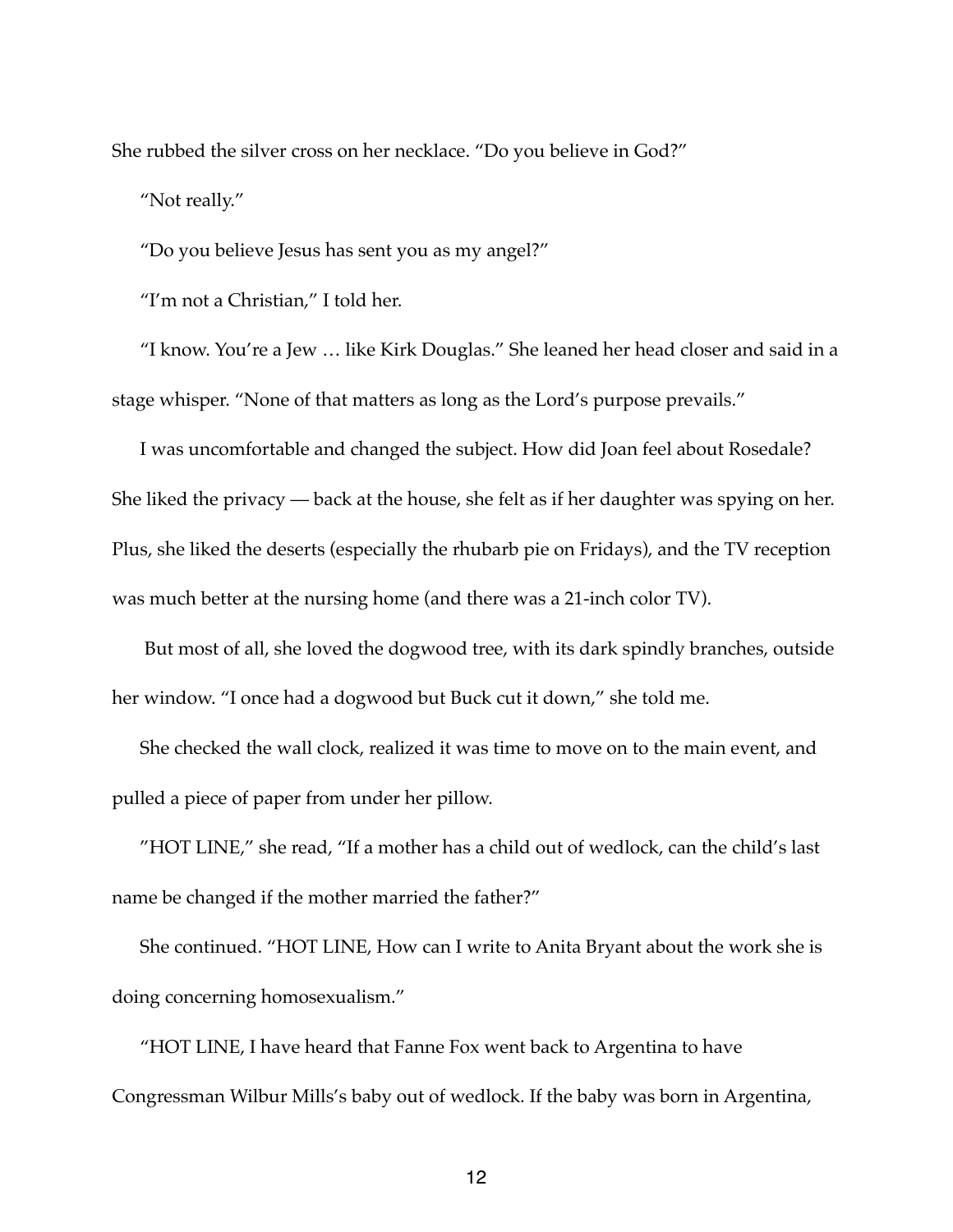She rubbed the silver cross on her necklace. "Do you believe in God?"

"Not really."

"Do you believe Jesus has sent you as my angel?"

"I'm not a Christian," I told her.

"I know. You're a Jew … like Kirk Douglas." She leaned her head closer and said in a stage whisper. "None of that matters as long as the Lord's purpose prevails."

I was uncomfortable and changed the subject. How did Joan feel about Rosedale? She liked the privacy — back at the house, she felt as if her daughter was spying on her. Plus, she liked the deserts (especially the rhubarb pie on Fridays), and the TV reception was much better at the nursing home (and there was a 21-inch color TV).

But most of all, she loved the dogwood tree, with its dark spindly branches, outside her window. "I once had a dogwood but Buck cut it down," she told me.

She checked the wall clock, realized it was time to move on to the main event, and pulled a piece of paper from under her pillow.

"HOT LINE," she read, "If a mother has a child out of wedlock, can the child's last name be changed if the mother married the father?"

She continued. "HOT LINE, How can I write to Anita Bryant about the work she is doing concerning homosexualism."

"HOT LINE, I have heard that Fanne Fox went back to Argentina to have Congressman Wilbur Mills's baby out of wedlock. If the baby was born in Argentina,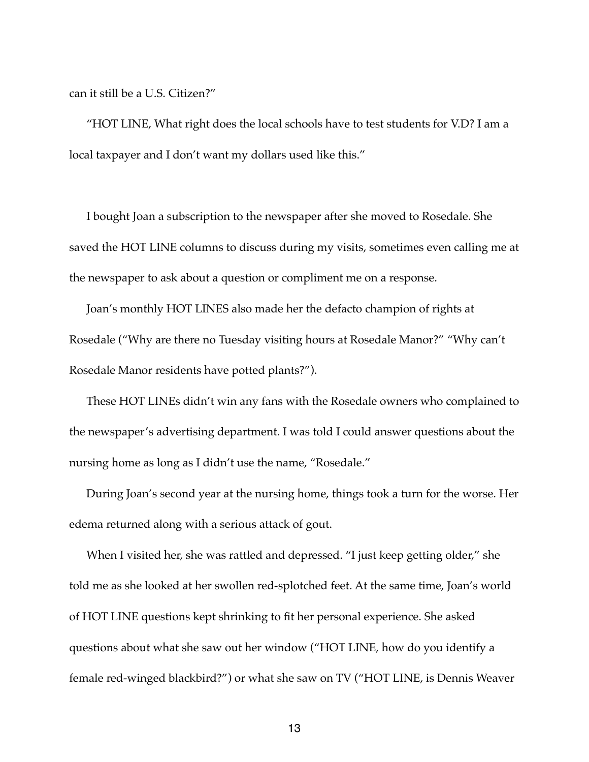can it still be a U.S. Citizen?"

"HOT LINE, What right does the local schools have to test students for V.D? I am a local taxpayer and I don't want my dollars used like this."

I bought Joan a subscription to the newspaper after she moved to Rosedale. She saved the HOT LINE columns to discuss during my visits, sometimes even calling me at the newspaper to ask about a question or compliment me on a response.

Joan's monthly HOT LINES also made her the defacto champion of rights at Rosedale ("Why are there no Tuesday visiting hours at Rosedale Manor?" "Why can't Rosedale Manor residents have potted plants?").

These HOT LINEs didn't win any fans with the Rosedale owners who complained to the newspaper's advertising department. I was told I could answer questions about the nursing home as long as I didn't use the name, "Rosedale."

During Joan's second year at the nursing home, things took a turn for the worse. Her edema returned along with a serious attack of gout.

When I visited her, she was rattled and depressed. "I just keep getting older," she told me as she looked at her swollen red-splotched feet. At the same time, Joan's world of HOT LINE questions kept shrinking to fit her personal experience. She asked questions about what she saw out her window ("HOT LINE, how do you identify a female red-winged blackbird?") or what she saw on TV ("HOT LINE, is Dennis Weaver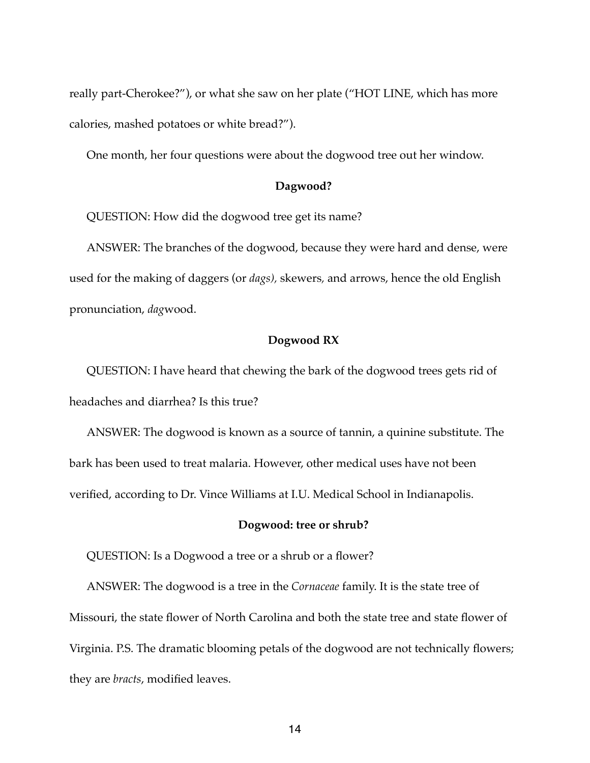really part-Cherokee?"), or what she saw on her plate ("HOT LINE, which has more calories, mashed potatoes or white bread?").

One month, her four questions were about the dogwood tree out her window.

**Dagwood?**

QUESTION: How did the dogwood tree get its name?

ANSWER: The branches of the dogwood, because they were hard and dense, were used for the making of daggers (or *dags),* skewers*,* and arrows, hence the old English pronunciation, *dag*wood.

**Dogwood RX**

QUESTION: I have heard that chewing the bark of the dogwood trees gets rid of headaches and diarrhea? Is this true?

ANSWER: The dogwood is known as a source of tannin, a quinine substitute. The bark has been used to treat malaria. However, other medical uses have not been verified, according to Dr. Vince Williams at I.U. Medical School in Indianapolis.

**Dogwood: tree or shrub?**

QUESTION: Is a Dogwood a tree or a shrub or a flower?

ANSWER: The dogwood is a tree in the *Cornaceae* family. It is the state tree of Missouri, the state flower of North Carolina and both the state tree and state flower of Virginia. P.S. The dramatic blooming petals of the dogwood are not technically flowers; they are *bracts*, modified leaves.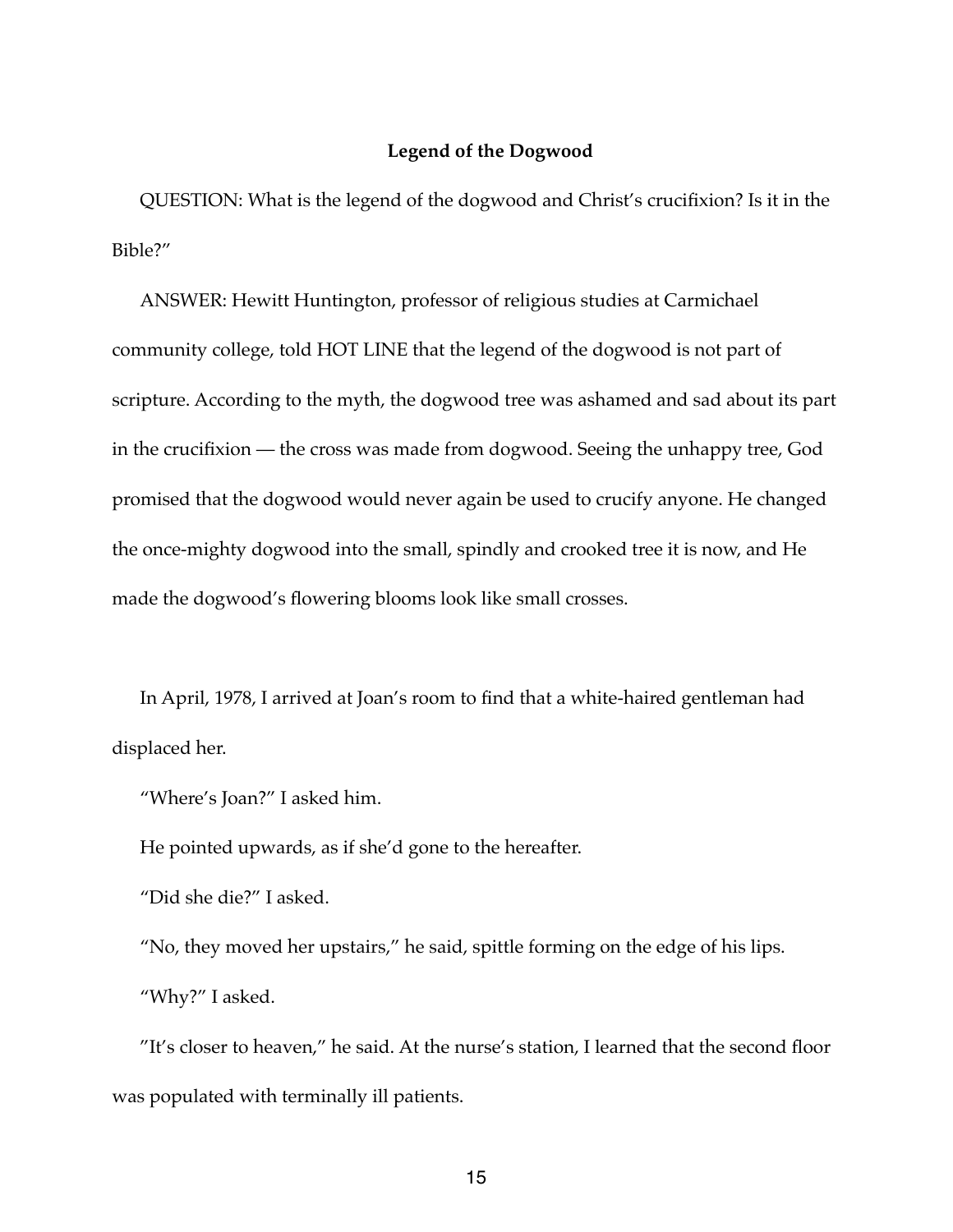**Legend of the Dogwood**

QUESTION: What is the legend of the dogwood and Christ's crucifixion? Is it in the Bible?"

ANSWER: Hewitt Huntington, professor of religious studies at Carmichael community college, told HOT LINE that the legend of the dogwood is not part of scripture. According to the myth, the dogwood tree was ashamed and sad about its part in the crucifixion — the cross was made from dogwood. Seeing the unhappy tree, God promised that the dogwood would never again be used to crucify anyone. He changed the once-mighty dogwood into the small, spindly and crooked tree it is now, and He made the dogwood's flowering blooms look like small crosses.

In April, 1978, I arrived at Joan's room to find that a white-haired gentleman had displaced her.

"Where's Joan?" I asked him.

He pointed upwards, as if she'd gone to the hereafter.

"Did she die?" I asked.

"No, they moved her upstairs," he said, spittle forming on the edge of his lips.

"Why?" I asked.

"It's closer to heaven," he said. At the nurse's station, I learned that the second floor was populated with terminally ill patients.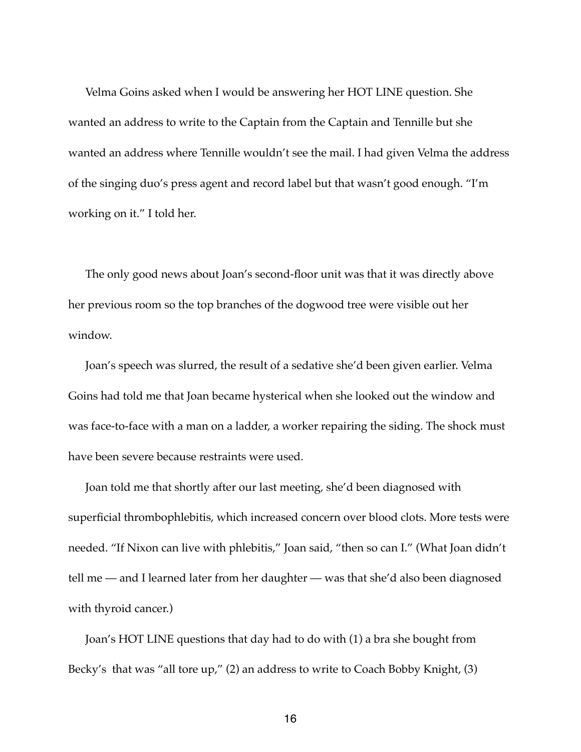Velma Goins asked when I would be answering her HOT LINE question. She wanted an address to write to the Captain from the Captain and Tennille but she wanted an address where Tennille wouldn't see the mail. I had given Velma the address of the singing duo's press agent and record label but that wasn't good enough. "I'm working on it." I told her.

The only good news about Joan's second-floor unit was that it was directly above her previous room so the top branches of the dogwood tree were visible out her window.

Joan's speech was slurred, the result of a sedative she'd been given earlier. Velma Goins had told me that Joan became hysterical when she looked out the window and was face-to-face with a man on a ladder, a worker repairing the siding. The shock must have been severe because restraints were used.

Joan told me that shortly after our last meeting, she'd been diagnosed with superficial thrombophlebitis, which increased concern over blood clots. More tests were needed. "If Nixon can live with phlebitis," Joan said, "then so can I." (What Joan didn't tell me — and I learned later from her daughter — was that she'd also been diagnosed with thyroid cancer.)

Joan's HOT LINE questions that day had to do with (1) a bra she bought from Becky's that was "all tore up," (2) an address to write to Coach Bobby Knight, (3)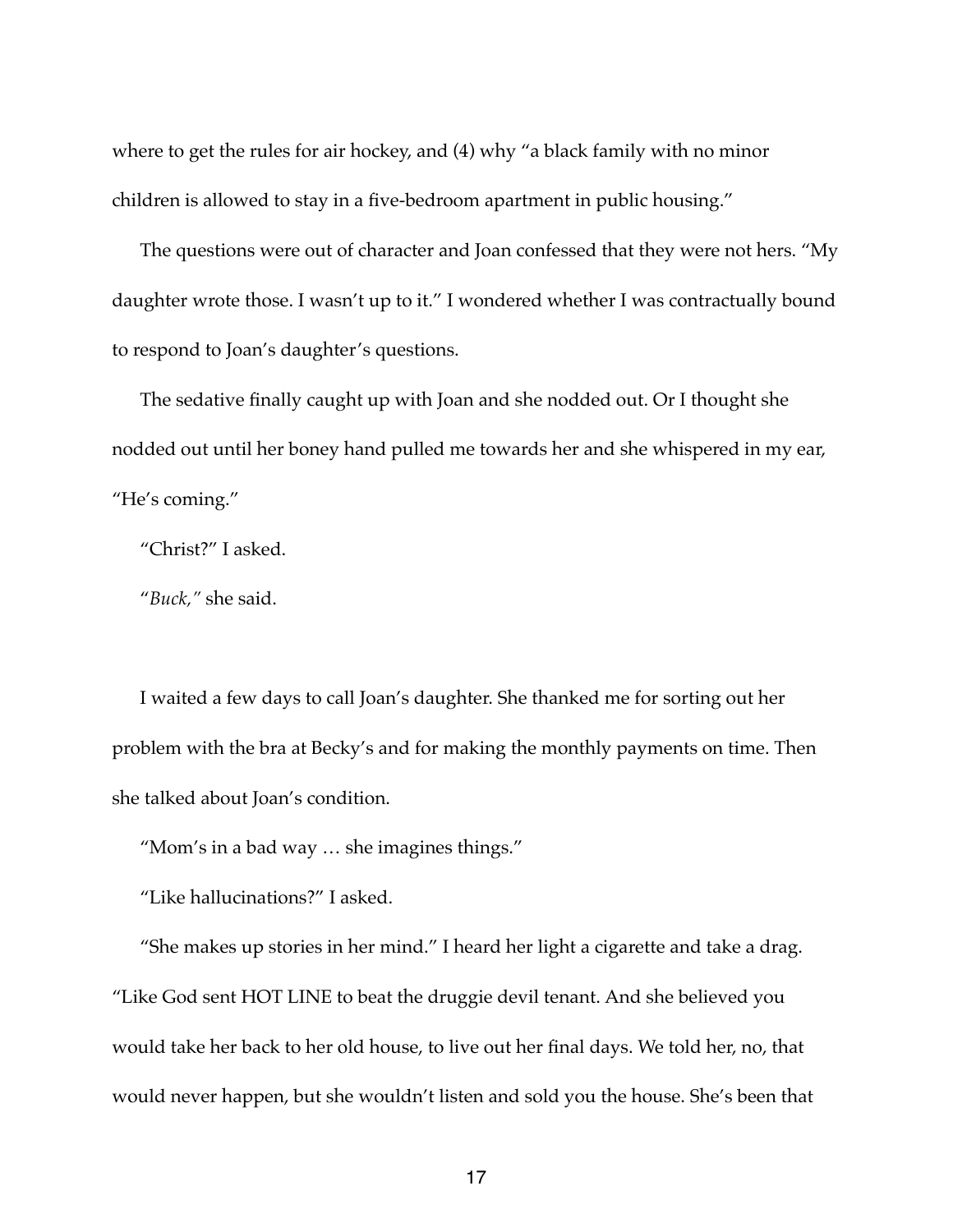where to get the rules for air hockey, and (4) why "a black family with no minor children is allowed to stay in a five-bedroom apartment in public housing."

The questions were out of character and Joan confessed that they were not hers. "My daughter wrote those. I wasn't up to it." I wondered whether I was contractually bound to respond to Joan's daughter's questions.

The sedative finally caught up with Joan and she nodded out. Or I thought she nodded out until her boney hand pulled me towards her and she whispered in my ear, "He's coming."

"Christ?" I asked.

"*Buck,"* she said.

I waited a few days to call Joan's daughter. She thanked me for sorting out her problem with the bra at Becky's and for making the monthly payments on time. Then she talked about Joan's condition.

"Mom's in a bad way … she imagines things."

"Like hallucinations?" I asked.

"She makes up stories in her mind." I heard her light a cigarette and take a drag. "Like God sent HOT LINE to beat the druggie devil tenant. And she believed you would take her back to her old house, to live out her final days. We told her, no, that would never happen, but she wouldn't listen and sold you the house. She's been that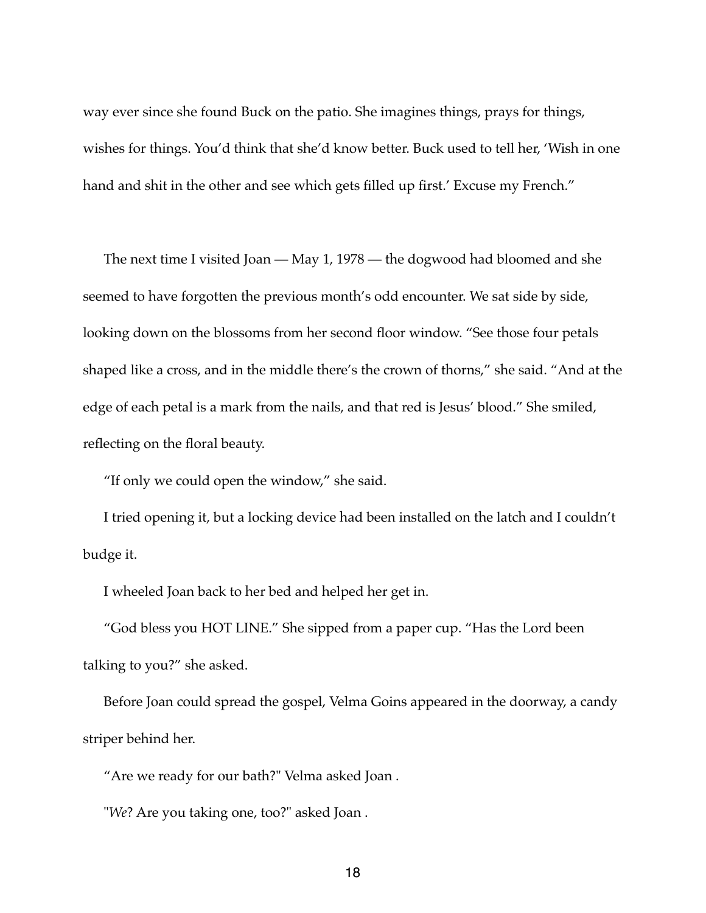way ever since she found Buck on the patio. She imagines things, prays for things, wishes for things. You'd think that she'd know better. Buck used to tell her, 'Wish in one hand and shit in the other and see which gets filled up first.' Excuse my French."

The next time I visited Joan — May 1, 1978 — the dogwood had bloomed and she seemed to have forgotten the previous month's odd encounter. We sat side by side, looking down on the blossoms from her second floor window. "See those four petals shaped like a cross, and in the middle there's the crown of thorns," she said. "And at the edge of each petal is a mark from the nails, and that red is Jesus' blood." She smiled, reflecting on the floral beauty.

"If only we could open the window," she said.

I tried opening it, but a locking device had been installed on the latch and I couldn't budge it.

I wheeled Joan back to her bed and helped her get in.

"God bless you HOT LINE." She sipped from a paper cup. "Has the Lord been talking to you?" she asked.

Before Joan could spread the gospel, Velma Goins appeared in the doorway, a candy striper behind her.

"Are we ready for our bath?" Velma asked Joan .

"*We*? Are you taking one, too?" asked Joan .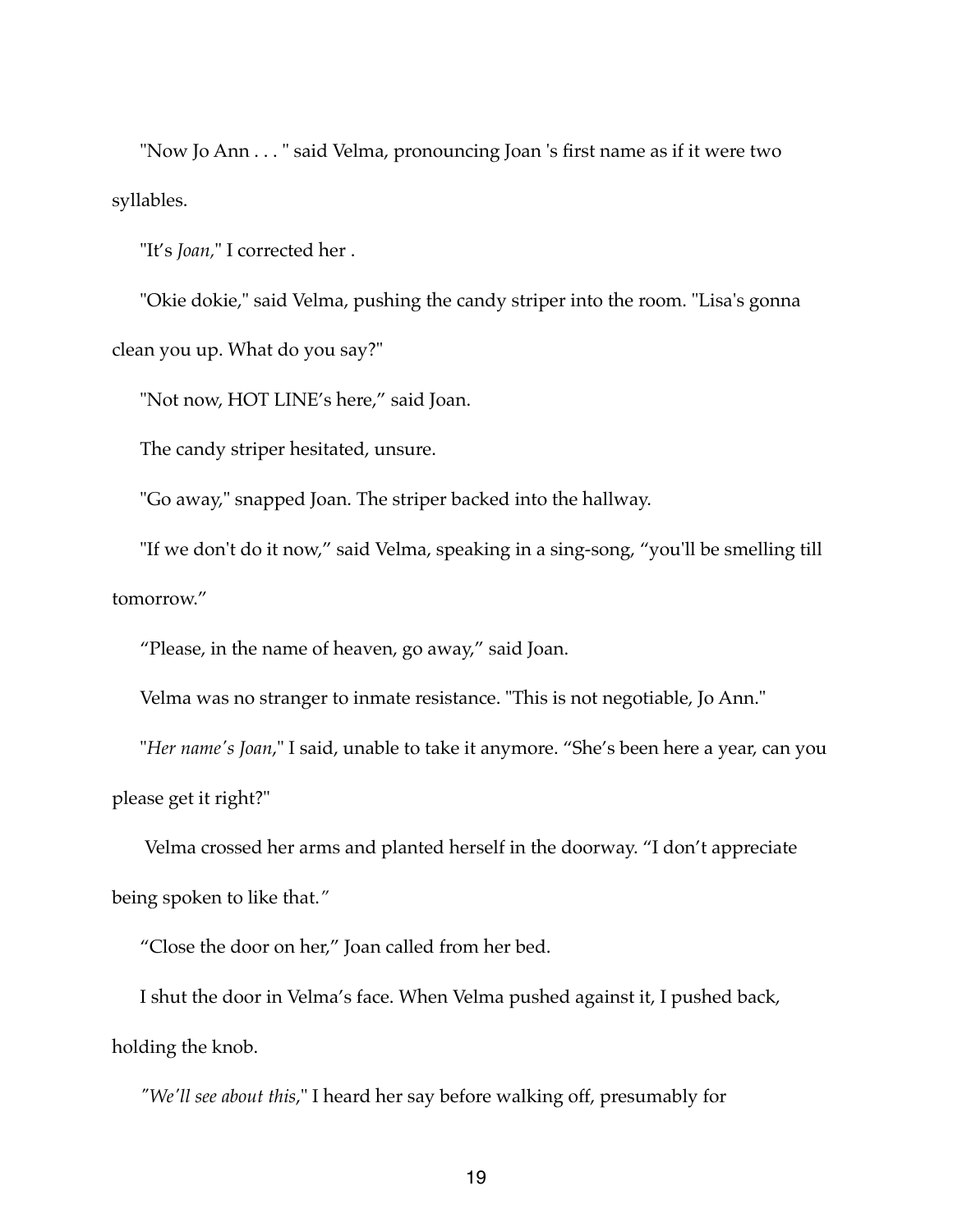"Now Jo Ann . . . " said Velma, pronouncing Joan 's first name as if it were two syllables.

"It's *Joan,*" I corrected her .

"Okie dokie," said Velma, pushing the candy striper into the room. "Lisa's gonna clean you up. What do you say?"

"Not now, HOT LINE's here," said Joan.

The candy striper hesitated, unsure.

"Go away," snapped Joan. The striper backed into the hallway.

"If we don't do it now," said Velma, speaking in a sing-song, "you'll be smelling till tomorrow."

"Please, in the name of heaven, go away," said Joan.

Velma was no stranger to inmate resistance. "This is not negotiable, Jo Ann."

"*Her name's Joan*," I said, unable to take it anymore. "She's been here a year, can you please get it right?"

Velma crossed her arms and planted herself in the doorway. "I don't appreciate being spoken to like that."

"Close the door on her," Joan called from her bed.

I shut the door in Velma's face. When Velma pushed against it, I pushed back, holding the knob.

*"We'll see about this*," I heard her say before walking off, presumably for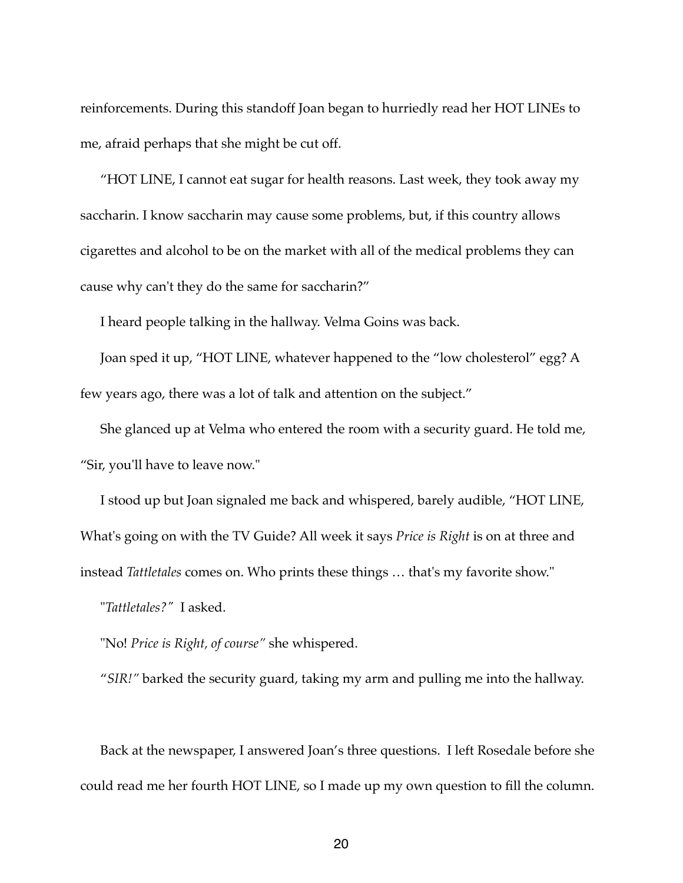reinforcements. During this standoff Joan began to hurriedly read her HOT LINEs to me, afraid perhaps that she might be cut off.

"HOT LINE, I cannot eat sugar for health reasons. Last week, they took away my saccharin. I know saccharin may cause some problems, but, if this country allows cigarettes and alcohol to be on the market with all of the medical problems they can cause why can't they do the same for saccharin?"

I heard people talking in the hallway. Velma Goins was back.

Joan sped it up, "HOT LINE, whatever happened to the "low cholesterol" egg? A few years ago, there was a lot of talk and attention on the subject."

She glanced up at Velma who entered the room with a security guard. He told me, "Sir, you'll have to leave now."

I stood up but Joan signaled me back and whispered, barely audible, "HOT LINE, What's going on with the TV Guide? All week it says *Price is Right* is on at three and instead *Tattletales* comes on. Who prints these things … that's my favorite show."

"*Tattletales?"* I asked.

"No! *Price is Right, of course"* she whispered.

"*SIR!"* barked the security guard, taking my arm and pulling me into the hallway.

Back at the newspaper, I answered Joan's three questions. I left Rosedale before she could read me her fourth HOT LINE, so I made up my own question to fill the column.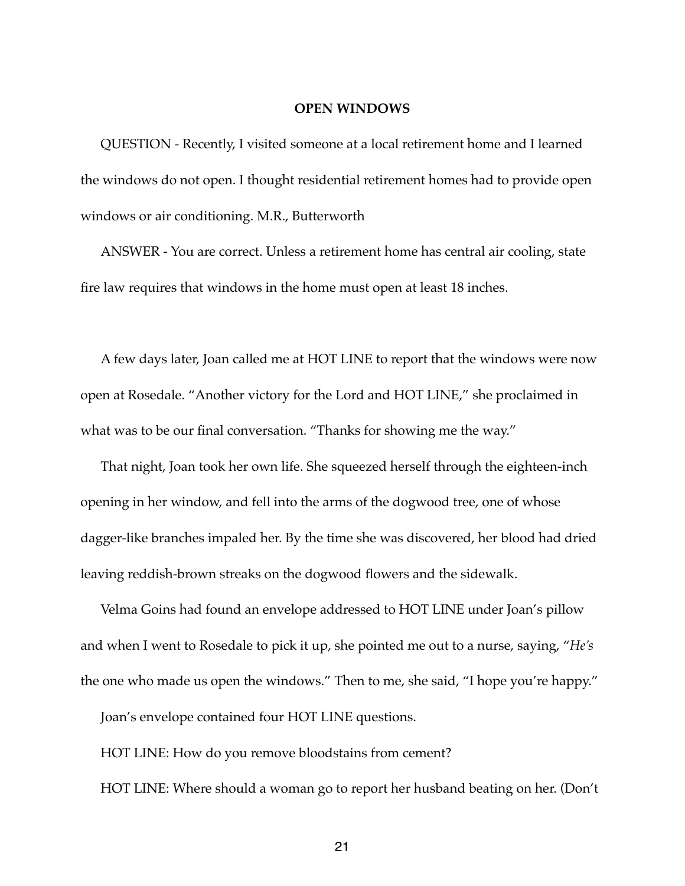**OPEN WINDOWS**

QUESTION - Recently, I visited someone at a local retirement home and I learned the windows do not open. I thought residential retirement homes had to provide open windows or air conditioning. M.R., Butterworth

ANSWER - You are correct. Unless a retirement home has central air cooling, state fire law requires that windows in the home must open at least 18 inches.

A few days later, Joan called me at HOT LINE to report that the windows were now open at Rosedale. “Another victory for the Lord and HOT LINE,” she proclaimed in what was to be our final conversation. “Thanks for showing me the way.”

That night, Joan took her own life. She squeezed herself through the eighteen-inch opening in her window, and fell into the arms of the dogwood tree, one of whose dagger-like branches impaled her. By the time she was discovered, her blood had dried leaving reddish-brown streaks on the dogwood flowers and the sidewalk.

Velma Goins had found an envelope addressed to HOT LINE under Joan’s pillow and when I went to Rosedale to pick it up, she pointed me out to a nurse, saying, “*He’s* the one who made us open the windows.” Then to me, she said, “I hope you’re happy.”

Joan’s envelope contained four HOT LINE questions.

HOT LINE: How do you remove bloodstains from cement?

HOT LINE: Where should a woman go to report her husband beating on her. (Don’t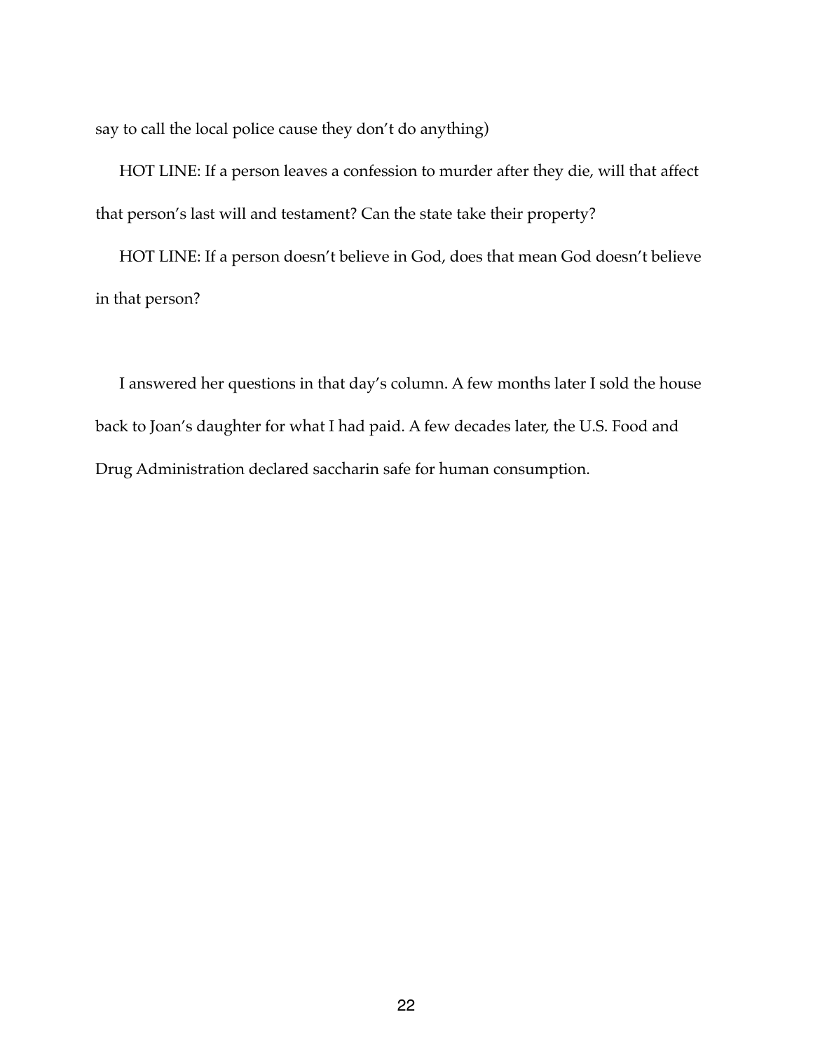say to call the local police cause they don't do anything)

HOT LINE: If a person leaves a confession to murder after they die, will that affect that person's last will and testament? Can the state take their property?

HOT LINE: If a person doesn't believe in God, does that mean God doesn't believe in that person?

I answered her questions in that day's column. A few months later I sold the house back to Joan's daughter for what I had paid. A few decades later, the U.S. Food and Drug Administration declared saccharin safe for human consumption.